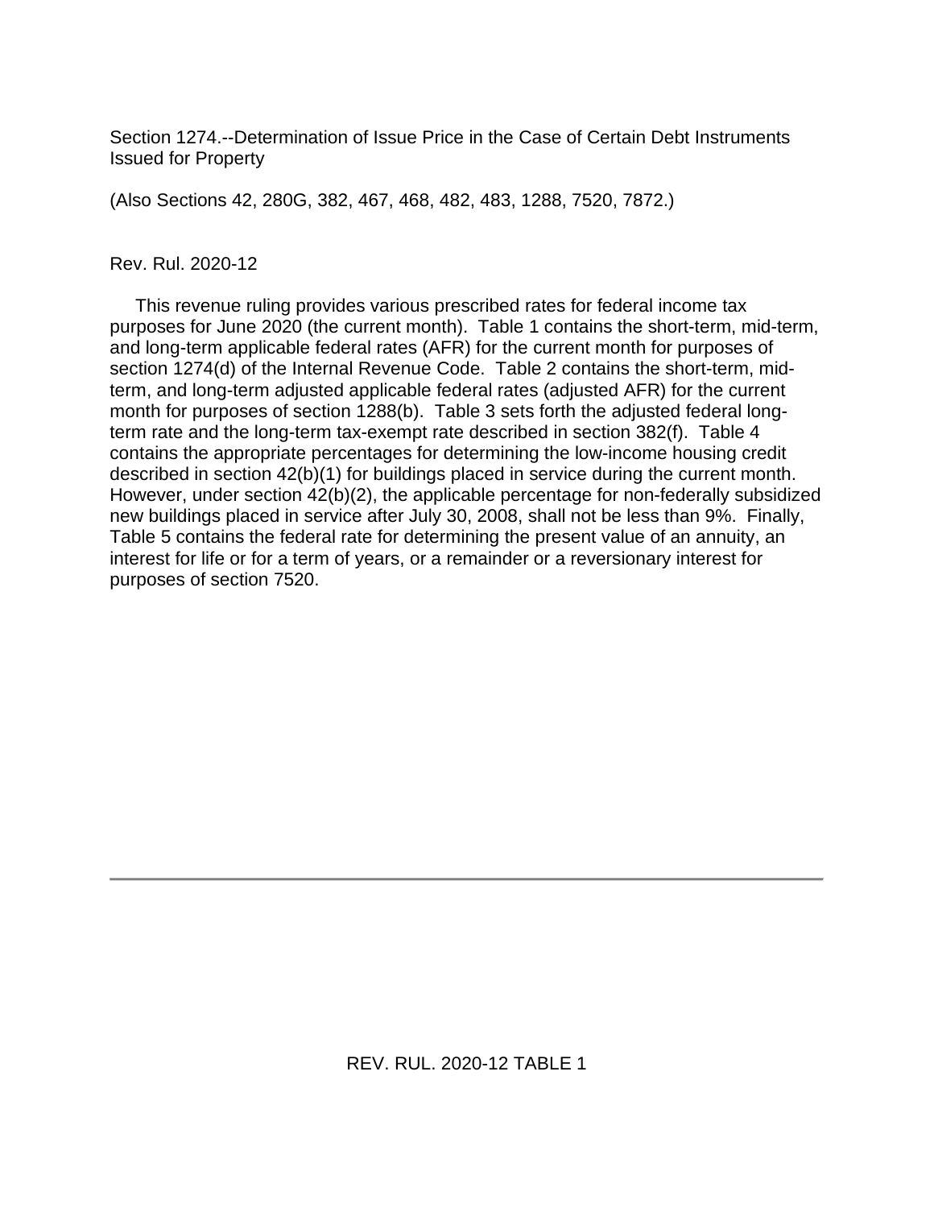Section 1274.--Determination of Issue Price in the Case of Certain Debt Instruments Issued for Property

(Also Sections 42, 280G, 382, 467, 468, 482, 483, 1288, 7520, 7872.)

Rev. Rul. 2020-12

This revenue ruling provides various prescribed rates for federal income tax purposes for June 2020 (the current month). Table 1 contains the short-term, mid-term, and long-term applicable federal rates (AFR) for the current month for purposes of section 1274(d) of the Internal Revenue Code. Table 2 contains the short-term, mid-term, and long-term adjusted applicable federal rates (adjusted AFR) for the current month for purposes of section 1288(b). Table 3 sets forth the adjusted federal long-term rate and the long-term tax-exempt rate described in section 382(f). Table 4 contains the appropriate percentages for determining the low-income housing credit described in section 42(b)(1) for buildings placed in service during the current month. However, under section 42(b)(2), the applicable percentage for non-federally subsidized new buildings placed in service after July 30, 2008, shall not be less than 9%. Finally, Table 5 contains the federal rate for determining the present value of an annuity, an interest for life or for a term of years, or a remainder or a reversionary interest for purposes of section 7520.

---

REV. RUL. 2020-12 TABLE 1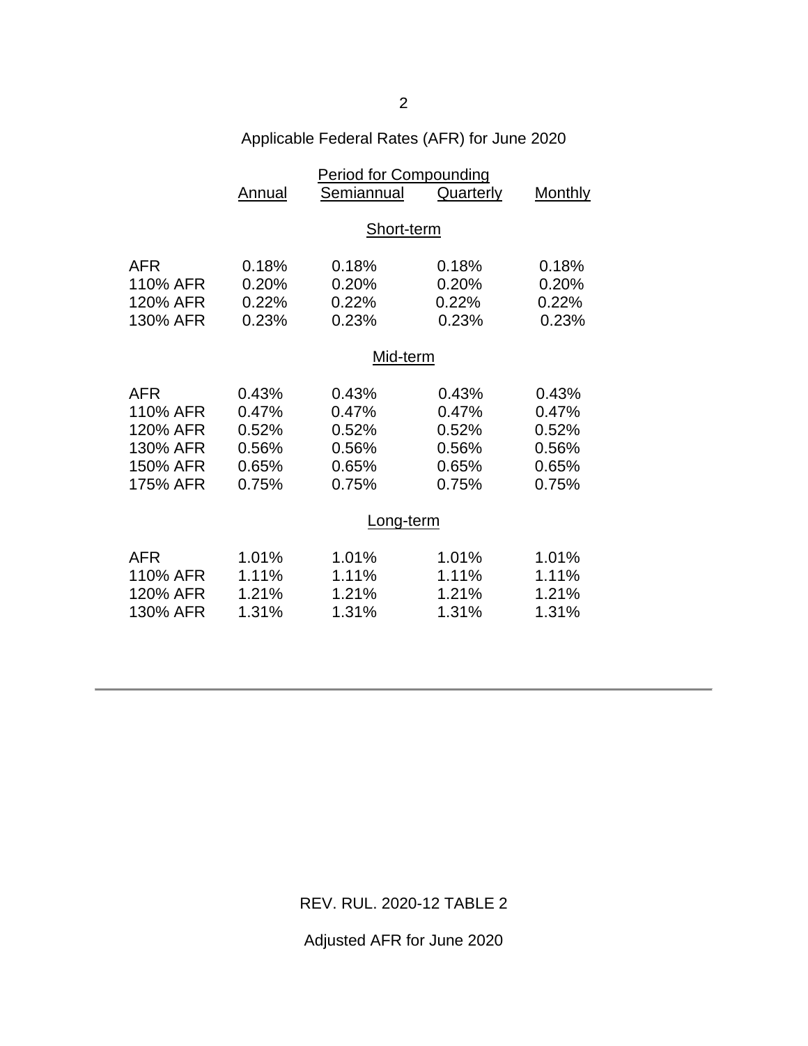Applicable Federal Rates (AFR) for June 2020

| | Period for Compounding | | | |
|---|---|---|---|---|
| | Annual | Semiannual | Quarterly | Monthly |
| | | Short-term | | |
| AFR | 0.18% | 0.18% | 0.18% | 0.18% |
| 110% AFR | 0.20% | 0.20% | 0.20% | 0.20% |
| 120% AFR | 0.22% | 0.22% | 0.22% | 0.22% |
| 130% AFR | 0.23% | 0.23% | 0.23% | 0.23% |
| | | Mid-term | | |
| AFR | 0.43% | 0.43% | 0.43% | 0.43% |
| 110% AFR | 0.47% | 0.47% | 0.47% | 0.47% |
| 120% AFR | 0.52% | 0.52% | 0.52% | 0.52% |
| 130% AFR | 0.56% | 0.56% | 0.56% | 0.56% |
| 150% AFR | 0.65% | 0.65% | 0.65% | 0.65% |
| 175% AFR | 0.75% | 0.75% | 0.75% | 0.75% |
| | | Long-term | | |
| AFR | 1.01% | 1.01% | 1.01% | 1.01% |
| 110% AFR | 1.11% | 1.11% | 1.11% | 1.11% |
| 120% AFR | 1.21% | 1.21% | 1.21% | 1.21% |
| 130% AFR | 1.31% | 1.31% | 1.31% | 1.31% |

---

REV. RUL. 2020-12 TABLE 2

Adjusted AFR for June 2020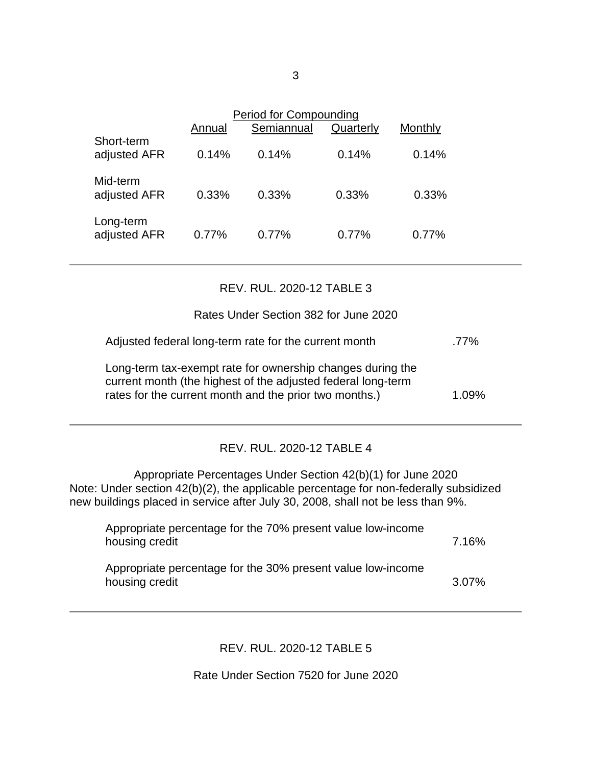| | Period for Compounding | | | |
|---|---|---|---|---|
| | Annual | Semiannual | Quarterly | Monthly |
| Short-term adjusted AFR | 0.14% | 0.14% | 0.14% | 0.14% |
| Mid-term adjusted AFR | 0.33% | 0.33% | 0.33% | 0.33% |
| Long-term adjusted AFR | 0.77% | 0.77% | 0.77% | 0.77% |

---

REV. RUL. 2020-12 TABLE 3

Rates Under Section 382 for June 2020

| | |
|---|---|
| Adjusted federal long-term rate for the current month | .77% |
| Long-term tax-exempt rate for ownership changes during the current month (the highest of the adjusted federal long-term rates for the current month and the prior two months.) | 1.09% |

---

REV. RUL. 2020-12 TABLE 4

Appropriate Percentages Under Section 42(b)(1) for June 2020
Note: Under section 42(b)(2), the applicable percentage for non-federally subsidized new buildings placed in service after July 30, 2008, shall not be less than 9%.

| | |
|---|---|
| Appropriate percentage for the 70% present value low-income housing credit | 7.16% |
| Appropriate percentage for the 30% present value low-income housing credit | 3.07% |

---

REV. RUL. 2020-12 TABLE 5

Rate Under Section 7520 for June 2020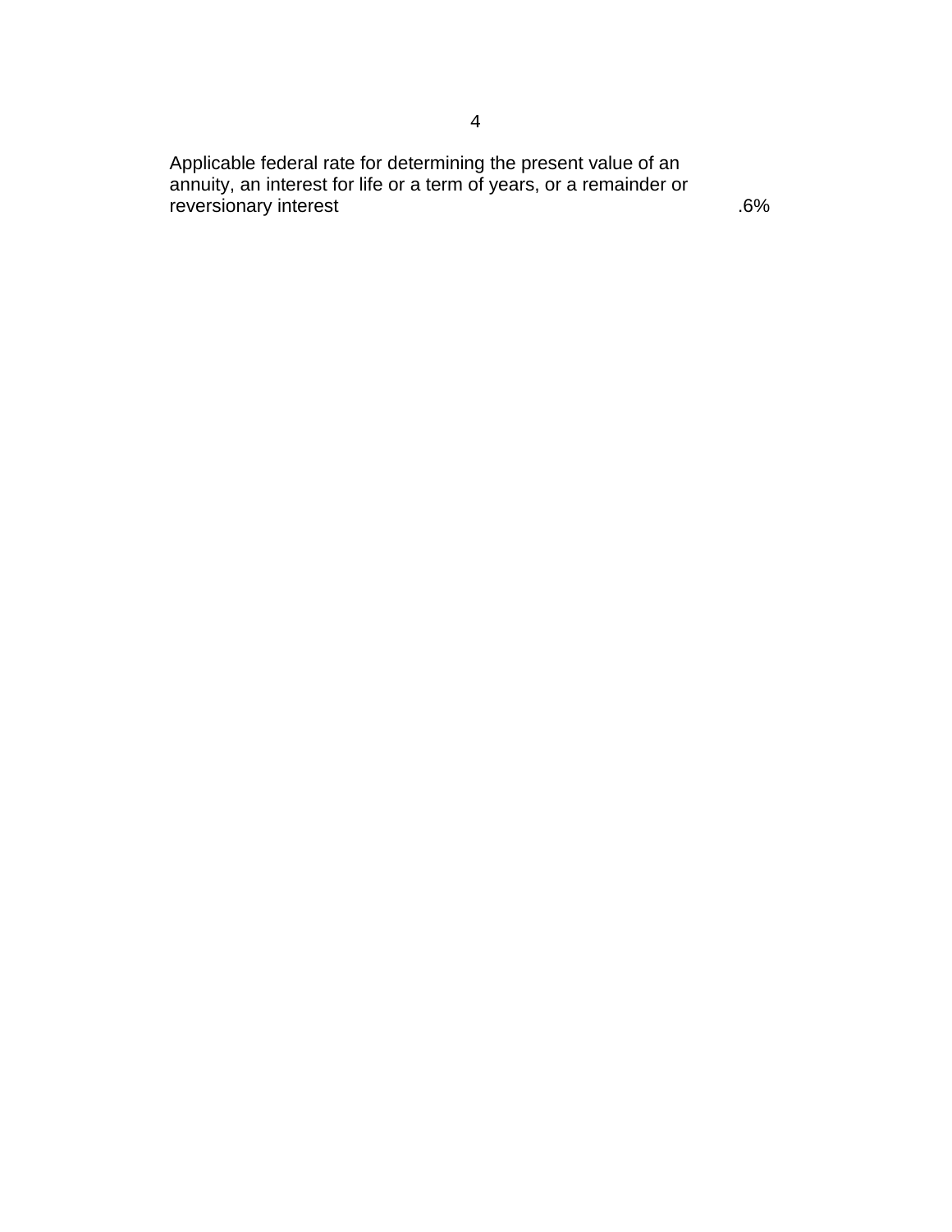| | |
|---|---|
| Applicable federal rate for determining the present value of an annuity, an interest for life or a term of years, or a remainder or reversionary interest | .6% |